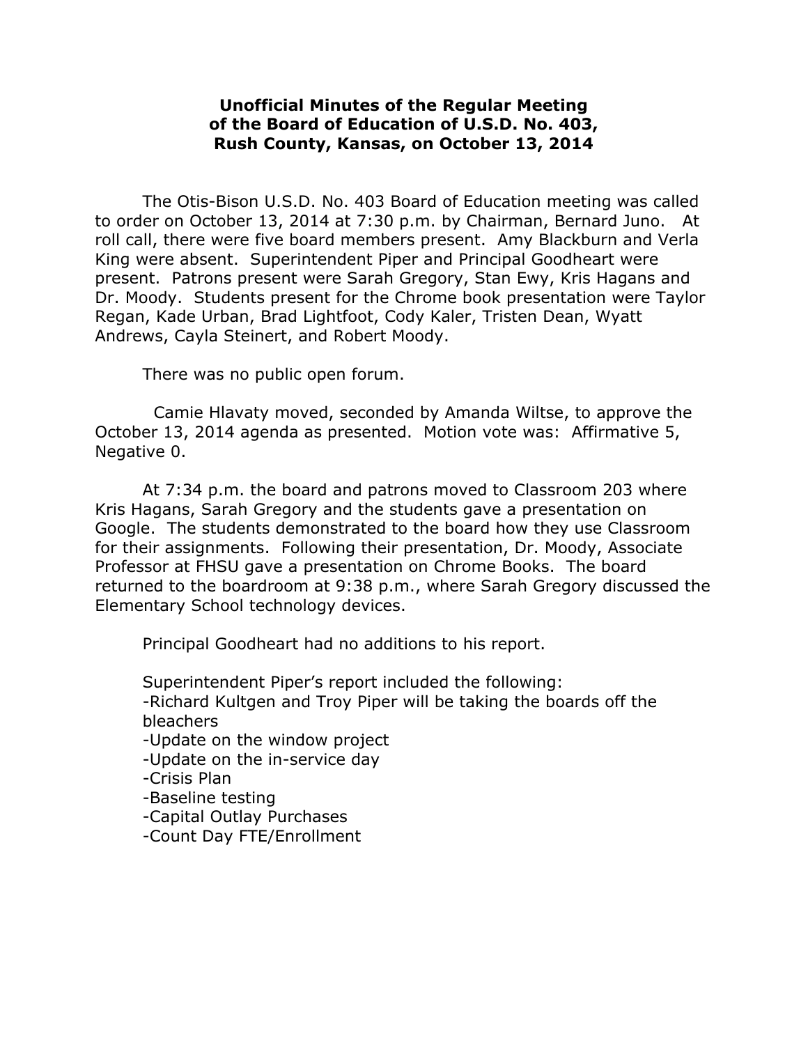# Unofficial Minutes of the Regular Meeting of the Board of Education of U.S.D. No. 403, Rush County, Kansas, on October 13, 2014

The Otis-Bison U.S.D. No. 403 Board of Education meeting was called to order on October 13, 2014 at 7:30 p.m. by Chairman, Bernard Juno. At roll call, there were five board members present. Amy Blackburn and Verla King were absent. Superintendent Piper and Principal Goodheart were present. Patrons present were Sarah Gregory, Stan Ewy, Kris Hagans and Dr. Moody. Students present for the Chrome book presentation were Taylor Regan, Kade Urban, Brad Lightfoot, Cody Kaler, Tristen Dean, Wyatt Andrews, Cayla Steinert, and Robert Moody.

There was no public open forum.

Camie Hlavaty moved, seconded by Amanda Wiltse, to approve the October 13, 2014 agenda as presented. Motion vote was: Affirmative 5, Negative 0.

At 7:34 p.m. the board and patrons moved to Classroom 203 where Kris Hagans, Sarah Gregory and the students gave a presentation on Google. The students demonstrated to the board how they use Classroom for their assignments. Following their presentation, Dr. Moody, Associate Professor at FHSU gave a presentation on Chrome Books. The board returned to the boardroom at 9:38 p.m., where Sarah Gregory discussed the Elementary School technology devices.

Principal Goodheart had no additions to his report.

Superintendent Piper's report included the following:

- Richard Kultgen and Troy Piper will be taking the boards off the bleachers
- Update on the window project
- Update on the in-service day
- Crisis Plan
- Baseline testing
- Capital Outlay Purchases
- Count Day FTE/Enrollment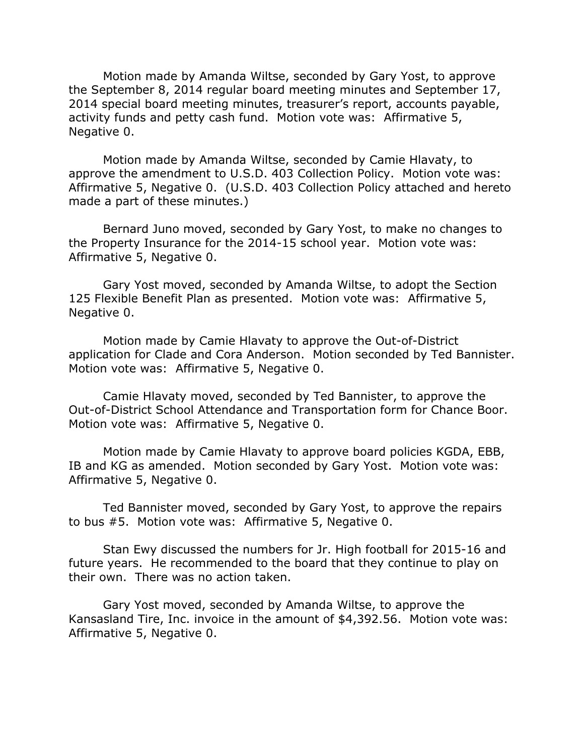Motion made by Amanda Wiltse, seconded by Gary Yost, to approve the September 8, 2014 regular board meeting minutes and September 17, 2014 special board meeting minutes, treasurer's report, accounts payable, activity funds and petty cash fund. Motion vote was: Affirmative 5, Negative 0.

Motion made by Amanda Wiltse, seconded by Camie Hlavaty, to approve the amendment to U.S.D. 403 Collection Policy. Motion vote was: Affirmative 5, Negative 0. (U.S.D. 403 Collection Policy attached and hereto made a part of these minutes.)

Bernard Juno moved, seconded by Gary Yost, to make no changes to the Property Insurance for the 2014-15 school year. Motion vote was: Affirmative 5, Negative 0.

Gary Yost moved, seconded by Amanda Wiltse, to adopt the Section 125 Flexible Benefit Plan as presented. Motion vote was: Affirmative 5, Negative 0.

Motion made by Camie Hlavaty to approve the Out-of-District application for Clade and Cora Anderson. Motion seconded by Ted Bannister. Motion vote was: Affirmative 5, Negative 0.

Camie Hlavaty moved, seconded by Ted Bannister, to approve the Out-of-District School Attendance and Transportation form for Chance Boor. Motion vote was: Affirmative 5, Negative 0.

Motion made by Camie Hlavaty to approve board policies KGDA, EBB, IB and KG as amended. Motion seconded by Gary Yost. Motion vote was: Affirmative 5, Negative 0.

Ted Bannister moved, seconded by Gary Yost, to approve the repairs to bus #5. Motion vote was: Affirmative 5, Negative 0.

Stan Ewy discussed the numbers for Jr. High football for 2015-16 and future years. He recommended to the board that they continue to play on their own. There was no action taken.

Gary Yost moved, seconded by Amanda Wiltse, to approve the Kansasland Tire, Inc. invoice in the amount of $4,392.56. Motion vote was: Affirmative 5, Negative 0.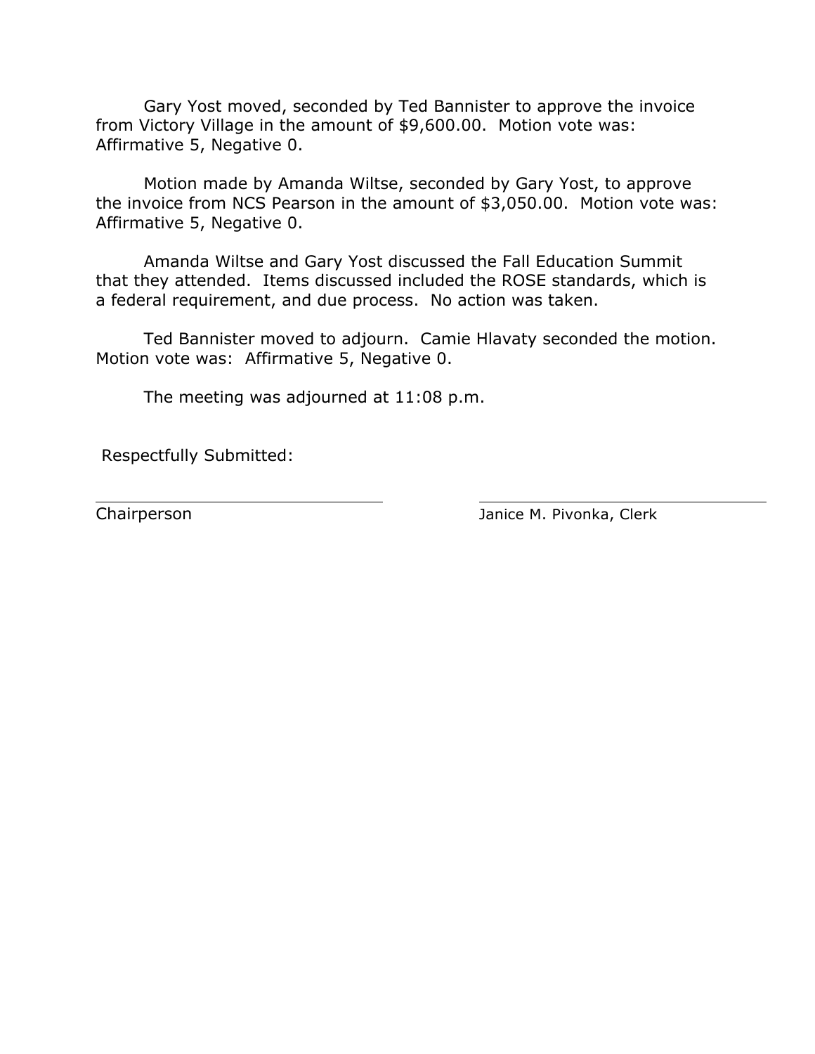Gary Yost moved, seconded by Ted Bannister to approve the invoice from Victory Village in the amount of $9,600.00. Motion vote was: Affirmative 5, Negative 0.

Motion made by Amanda Wiltse, seconded by Gary Yost, to approve the invoice from NCS Pearson in the amount of $3,050.00. Motion vote was: Affirmative 5, Negative 0.

Amanda Wiltse and Gary Yost discussed the Fall Education Summit that they attended. Items discussed included the ROSE standards, which is a federal requirement, and due process. No action was taken.

Ted Bannister moved to adjourn. Camie Hlavaty seconded the motion. Motion vote was: Affirmative 5, Negative 0.

The meeting was adjourned at 11:08 p.m.

Respectfully Submitted:

| | |
|---|---|
| \_\_\_\_\_\_\_\_\_\_\_\_\_\_\_\_\_\_\_\_\_\_\_\_\_\_\_\_ | \_\_\_\_\_\_\_\_\_\_\_\_\_\_\_\_\_\_\_\_\_\_\_\_\_\_\_\_ |
| Chairperson | Janice M. Pivonka, Clerk |